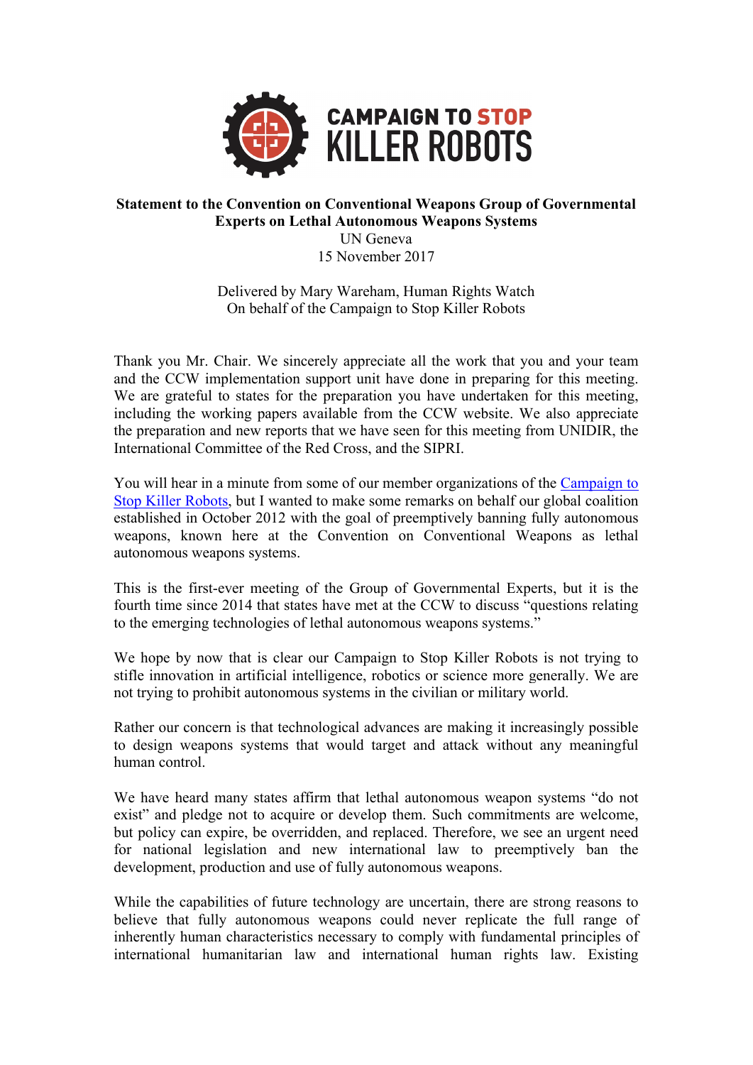**Statement to the Convention on Conventional Weapons Group of Governmental Experts on Lethal Autonomous Weapons Systems**
UN Geneva
15 November 2017

Delivered by Mary Wareham, Human Rights Watch
On behalf of the Campaign to Stop Killer Robots

Thank you Mr. Chair. We sincerely appreciate all the work that you and your team and the CCW implementation support unit have done in preparing for this meeting. We are grateful to states for the preparation you have undertaken for this meeting, including the working papers available from the CCW website. We also appreciate the preparation and new reports that we have seen for this meeting from UNIDIR, the International Committee of the Red Cross, and the SIPRI.

You will hear in a minute from some of our member organizations of the Campaign to Stop Killer Robots, but I wanted to make some remarks on behalf our global coalition established in October 2012 with the goal of preemptively banning fully autonomous weapons, known here at the Convention on Conventional Weapons as lethal autonomous weapons systems.

This is the first-ever meeting of the Group of Governmental Experts, but it is the fourth time since 2014 that states have met at the CCW to discuss "questions relating to the emerging technologies of lethal autonomous weapons systems."

We hope by now that is clear our Campaign to Stop Killer Robots is not trying to stifle innovation in artificial intelligence, robotics or science more generally. We are not trying to prohibit autonomous systems in the civilian or military world.

Rather our concern is that technological advances are making it increasingly possible to design weapons systems that would target and attack without any meaningful human control.

We have heard many states affirm that lethal autonomous weapon systems "do not exist" and pledge not to acquire or develop them. Such commitments are welcome, but policy can expire, be overridden, and replaced. Therefore, we see an urgent need for national legislation and new international law to preemptively ban the development, production and use of fully autonomous weapons.

While the capabilities of future technology are uncertain, there are strong reasons to believe that fully autonomous weapons could never replicate the full range of inherently human characteristics necessary to comply with fundamental principles of international humanitarian law and international human rights law. Existing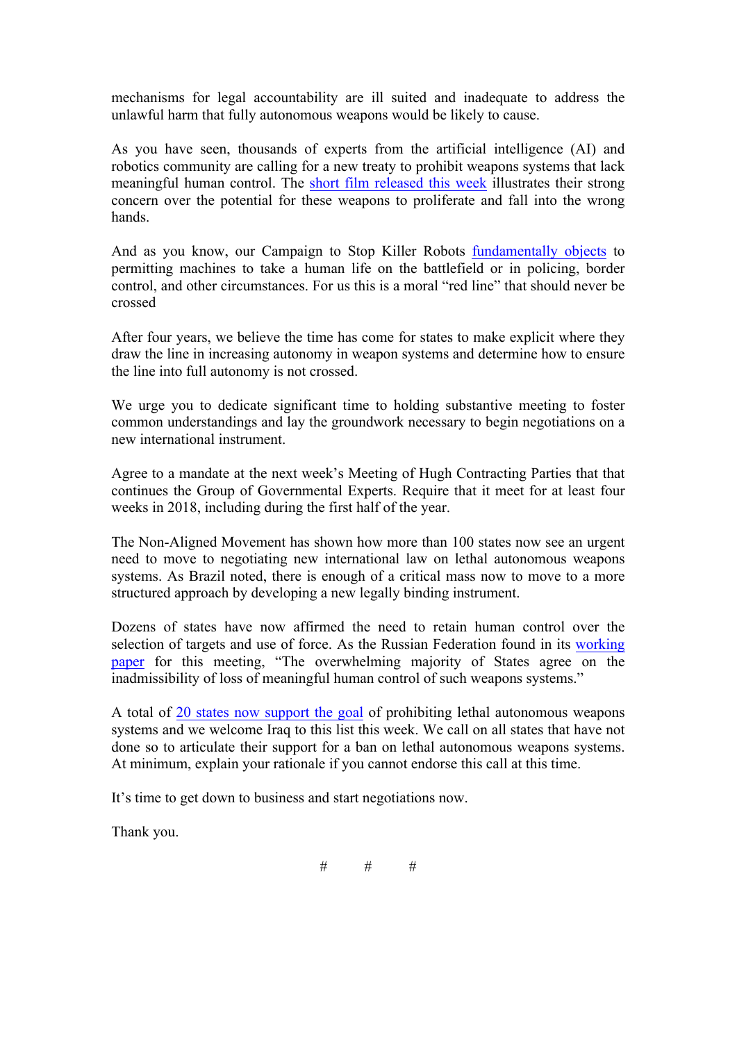mechanisms for legal accountability are ill suited and inadequate to address the unlawful harm that fully autonomous weapons would be likely to cause.

As you have seen, thousands of experts from the artificial intelligence (AI) and robotics community are calling for a new treaty to prohibit weapons systems that lack meaningful human control. The short film released this week illustrates their strong concern over the potential for these weapons to proliferate and fall into the wrong hands.

And as you know, our Campaign to Stop Killer Robots fundamentally objects to permitting machines to take a human life on the battlefield or in policing, border control, and other circumstances. For us this is a moral "red line" that should never be crossed

After four years, we believe the time has come for states to make explicit where they draw the line in increasing autonomy in weapon systems and determine how to ensure the line into full autonomy is not crossed.

We urge you to dedicate significant time to holding substantive meeting to foster common understandings and lay the groundwork necessary to begin negotiations on a new international instrument.

Agree to a mandate at the next week's Meeting of Hugh Contracting Parties that that continues the Group of Governmental Experts. Require that it meet for at least four weeks in 2018, including during the first half of the year.

The Non-Aligned Movement has shown how more than 100 states now see an urgent need to move to negotiating new international law on lethal autonomous weapons systems. As Brazil noted, there is enough of a critical mass now to move to a more structured approach by developing a new legally binding instrument.

Dozens of states have now affirmed the need to retain human control over the selection of targets and use of force. As the Russian Federation found in its working paper for this meeting, "The overwhelming majority of States agree on the inadmissibility of loss of meaningful human control of such weapons systems."

A total of 20 states now support the goal of prohibiting lethal autonomous weapons systems and we welcome Iraq to this list this week. We call on all states that have not done so to articulate their support for a ban on lethal autonomous weapons systems. At minimum, explain your rationale if you cannot endorse this call at this time.

It's time to get down to business and start negotiations now.

Thank you.

# # #